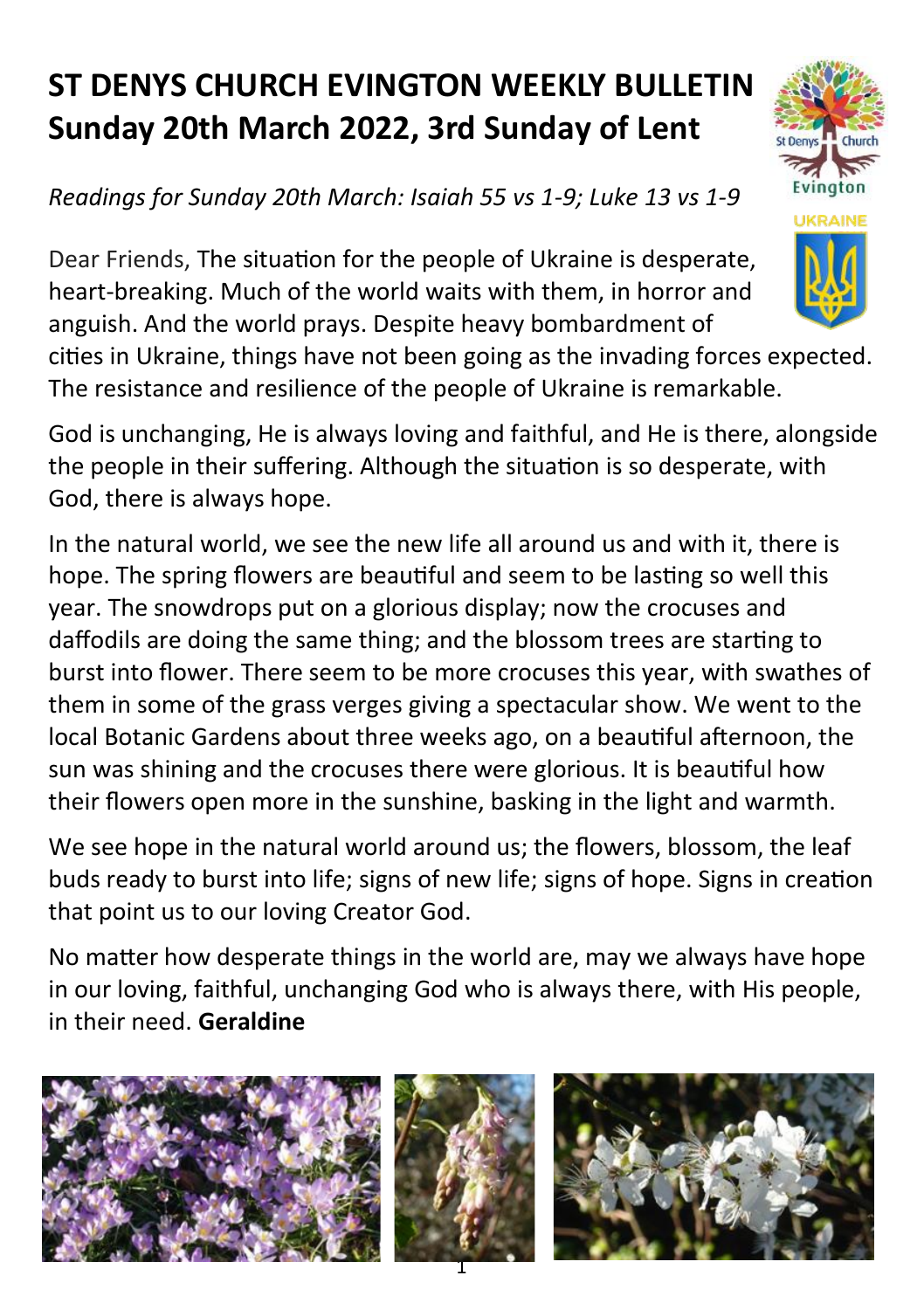# ST DENYS CHURCH EVINGTON WEEKLY BULLETIN
# Sunday 20th March 2022, 3rd Sunday of Lent

*Readings for Sunday 20th March: Isaiah 55 vs 1-9; Luke 13 vs 1-9*

Dear Friends, The situation for the people of Ukraine is desperate, heart-breaking. Much of the world waits with them, in horror and anguish. And the world prays. Despite heavy bombardment of cities in Ukraine, things have not been going as the invading forces expected. The resistance and resilience of the people of Ukraine is remarkable.

God is unchanging, He is always loving and faithful, and He is there, alongside the people in their suffering. Although the situation is so desperate, with God, there is always hope.

In the natural world, we see the new life all around us and with it, there is hope. The spring flowers are beautiful and seem to be lasting so well this year. The snowdrops put on a glorious display; now the crocuses and daffodils are doing the same thing; and the blossom trees are starting to burst into flower. There seem to be more crocuses this year, with swathes of them in some of the grass verges giving a spectacular show. We went to the local Botanic Gardens about three weeks ago, on a beautiful afternoon, the sun was shining and the crocuses there were glorious. It is beautiful how their flowers open more in the sunshine, basking in the light and warmth.

We see hope in the natural world around us; the flowers, blossom, the leaf buds ready to burst into life; signs of new life; signs of hope. Signs in creation that point us to our loving Creator God.

No matter how desperate things in the world are, may we always have hope in our loving, faithful, unchanging God who is always there, with His people, in their need. **Geraldine**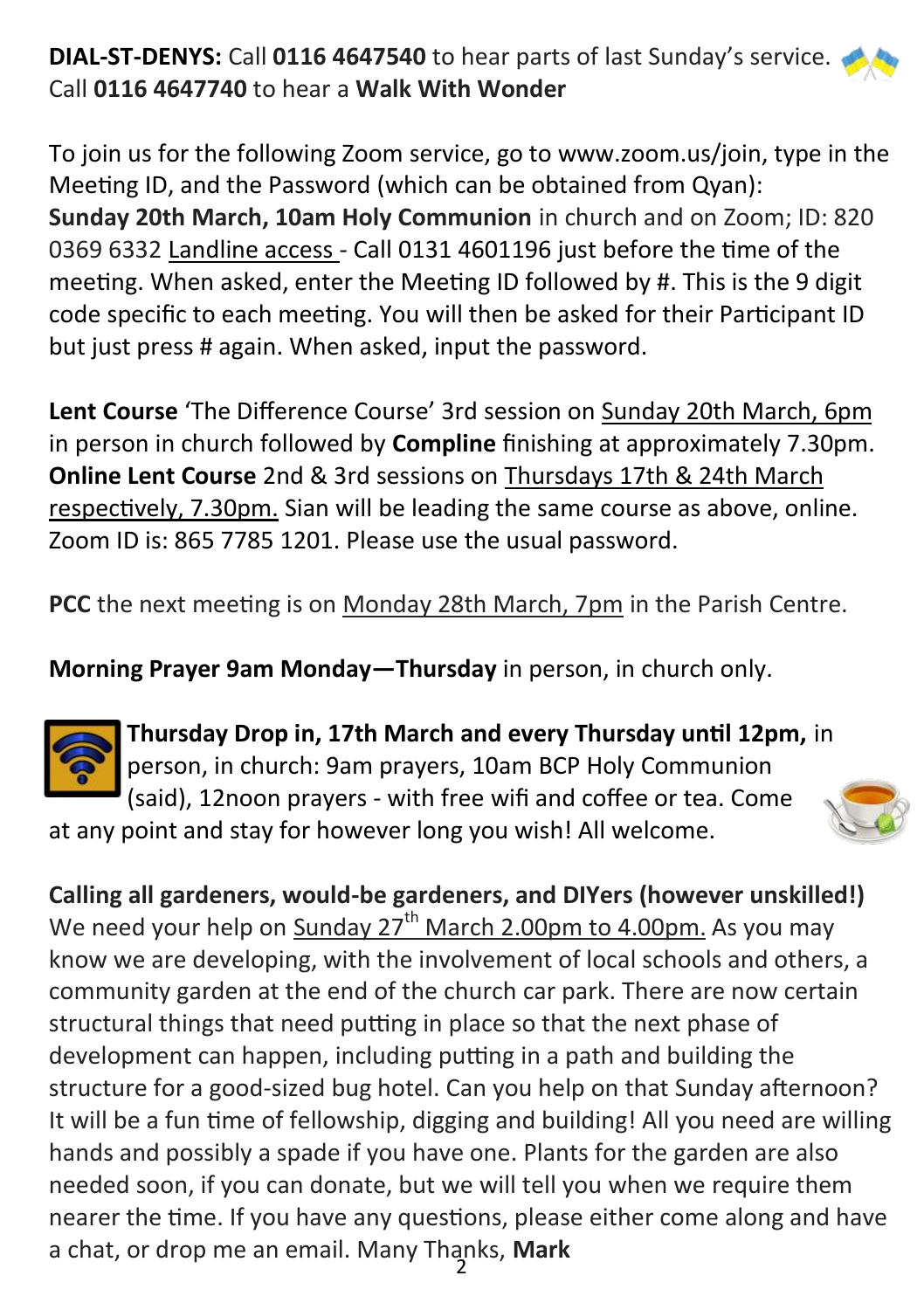**DIAL-ST-DENYS:** Call **0116 4647540** to hear parts of last Sunday's service. Call **0116 4647740** to hear a **Walk With Wonder**

To join us for the following Zoom service, go to www.zoom.us/join, type in the Meeting ID, and the Password (which can be obtained from Qyan):
**Sunday 20th March, 10am Holy Communion** in church and on Zoom; ID: 820 0369 6332 Landline access - Call 0131 4601196 just before the time of the meeting. When asked, enter the Meeting ID followed by #. This is the 9 digit code specific to each meeting. You will then be asked for their Participant ID but just press # again. When asked, input the password.

**Lent Course** 'The Difference Course' 3rd session on Sunday 20th March, 6pm in person in church followed by **Compline** finishing at approximately 7.30pm.
**Online Lent Course** 2nd & 3rd sessions on Thursdays 17th & 24th March respectively, 7.30pm. Sian will be leading the same course as above, online. Zoom ID is: 865 7785 1201. Please use the usual password.

**PCC** the next meeting is on Monday 28th March, 7pm in the Parish Centre.

**Morning Prayer 9am Monday—Thursday** in person, in church only.

**Thursday Drop in, 17th March and every Thursday until 12pm,** in person, in church: 9am prayers, 10am BCP Holy Communion (said), 12noon prayers - with free wifi and coffee or tea. Come at any point and stay for however long you wish! All welcome.

**Calling all gardeners, would-be gardeners, and DIYers (however unskilled!)**
We need your help on Sunday 27th March 2.00pm to 4.00pm. As you may know we are developing, with the involvement of local schools and others, a community garden at the end of the church car park. There are now certain structural things that need putting in place so that the next phase of development can happen, including putting in a path and building the structure for a good-sized bug hotel. Can you help on that Sunday afternoon? It will be a fun time of fellowship, digging and building! All you need are willing hands and possibly a spade if you have one. Plants for the garden are also needed soon, if you can donate, but we will tell you when we require them nearer the time. If you have any questions, please either come along and have a chat, or drop me an email. Many Thanks, **Mark**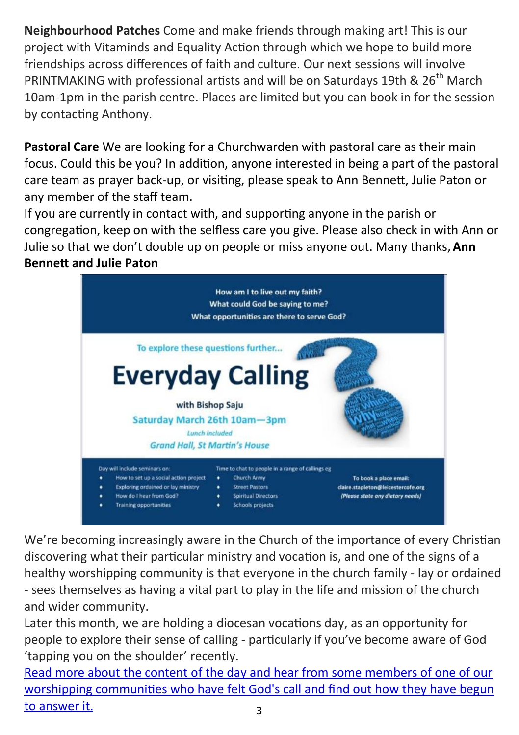**Neighbourhood Patches** Come and make friends through making art! This is our project with Vitaminds and Equality Action through which we hope to build more friendships across differences of faith and culture. Our next sessions will involve PRINTMAKING with professional artists and will be on Saturdays 19th & 26th March 10am-1pm in the parish centre. Places are limited but you can book in for the session by contacting Anthony.

**Pastoral Care** We are looking for a Churchwarden with pastoral care as their main focus. Could this be you? In addition, anyone interested in being a part of the pastoral care team as prayer back-up, or visiting, please speak to Ann Bennett, Julie Paton or any member of the staff team.

If you are currently in contact with, and supporting anyone in the parish or congregation, keep on with the selfless care you give. Please also check in with Ann or Julie so that we don't double up on people or miss anyone out. Many thanks, **Ann Bennett and Julie Paton**

How am I to live out my faith?
What could God be saying to me?
What opportunities are there to serve God?

To explore these questions further...

# Everyday Calling

with Bishop Saju

Saturday March 26th 10am—3pm

*Lunch included*

*Grand Hall, St Martin's House*

Day will include seminars on:

- How to set up a social action project
- Exploring ordained or lay ministry
- How do I hear from God?
- Training opportunities

Time to chat to people in a range of callings eg

- Church Army
- Street Pastors
- Spiritual Directors
- Schools projects

To book a place email:
claire.stapleton@leicestercofe.org
*(Please state any dietary needs)*

We're becoming increasingly aware in the Church of the importance of every Christian discovering what their particular ministry and vocation is, and one of the signs of a healthy worshipping community is that everyone in the church family - lay or ordained - sees themselves as having a vital part to play in the life and mission of the church and wider community.

Later this month, we are holding a diocesan vocations day, as an opportunity for people to explore their sense of calling - particularly if you've become aware of God 'tapping you on the shoulder' recently.

Read more about the content of the day and hear from some members of one of our worshipping communities who have felt God's call and find out how they have begun to answer it.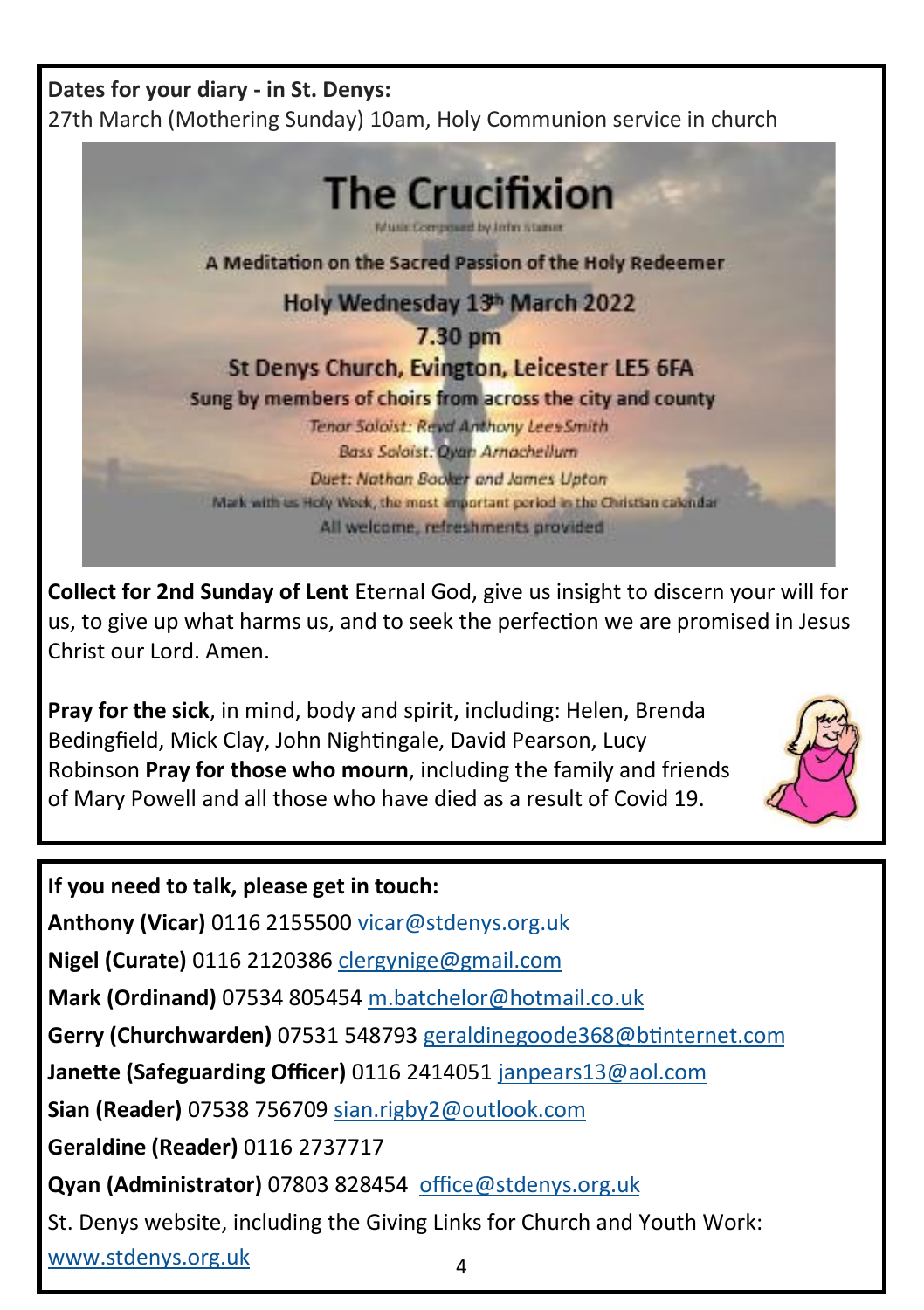**Dates for your diary - in St. Denys:**

27th March (Mothering Sunday) 10am, Holy Communion service in church

# The Crucifixion

Music Composed by John Stainer

A Meditation on the Sacred Passion of the Holy Redeemer

Holy Wednesday 13th March 2022

7.30 pm

St Denys Church, Evington, Leicester LE5 6FA

Sung by members of choirs from across the city and county

*Tenor Soloist: Revd Anthony Lees-Smith*

*Bass Soloist: Qyan Arnachellum*

*Duet: Nathan Booker and James Upton*

Mark with us Holy Week, the most important period in the Christian calendar

All welcome, refreshments provided

**Collect for 2nd Sunday of Lent** Eternal God, give us insight to discern your will for us, to give up what harms us, and to seek the perfection we are promised in Jesus Christ our Lord. Amen.

**Pray for the sick**, in mind, body and spirit, including: Helen, Brenda Bedingfield, Mick Clay, John Nightingale, David Pearson, Lucy Robinson **Pray for those who mourn**, including the family and friends of Mary Powell and all those who have died as a result of Covid 19.

**If you need to talk, please get in touch:**

**Anthony (Vicar)** 0116 2155500 vicar@stdenys.org.uk

**Nigel (Curate)** 0116 2120386 clergynige@gmail.com

**Mark (Ordinand)** 07534 805454 m.batchelor@hotmail.co.uk

**Gerry (Churchwarden)** 07531 548793 geraldinegoode368@btinternet.com

**Janette (Safeguarding Officer)** 0116 2414051 janpears13@aol.com

**Sian (Reader)** 07538 756709 sian.rigby2@outlook.com

**Geraldine (Reader)** 0116 2737717

**Qyan (Administrator)** 07803 828454 office@stdenys.org.uk

St. Denys website, including the Giving Links for Church and Youth Work:

www.stdenys.org.uk